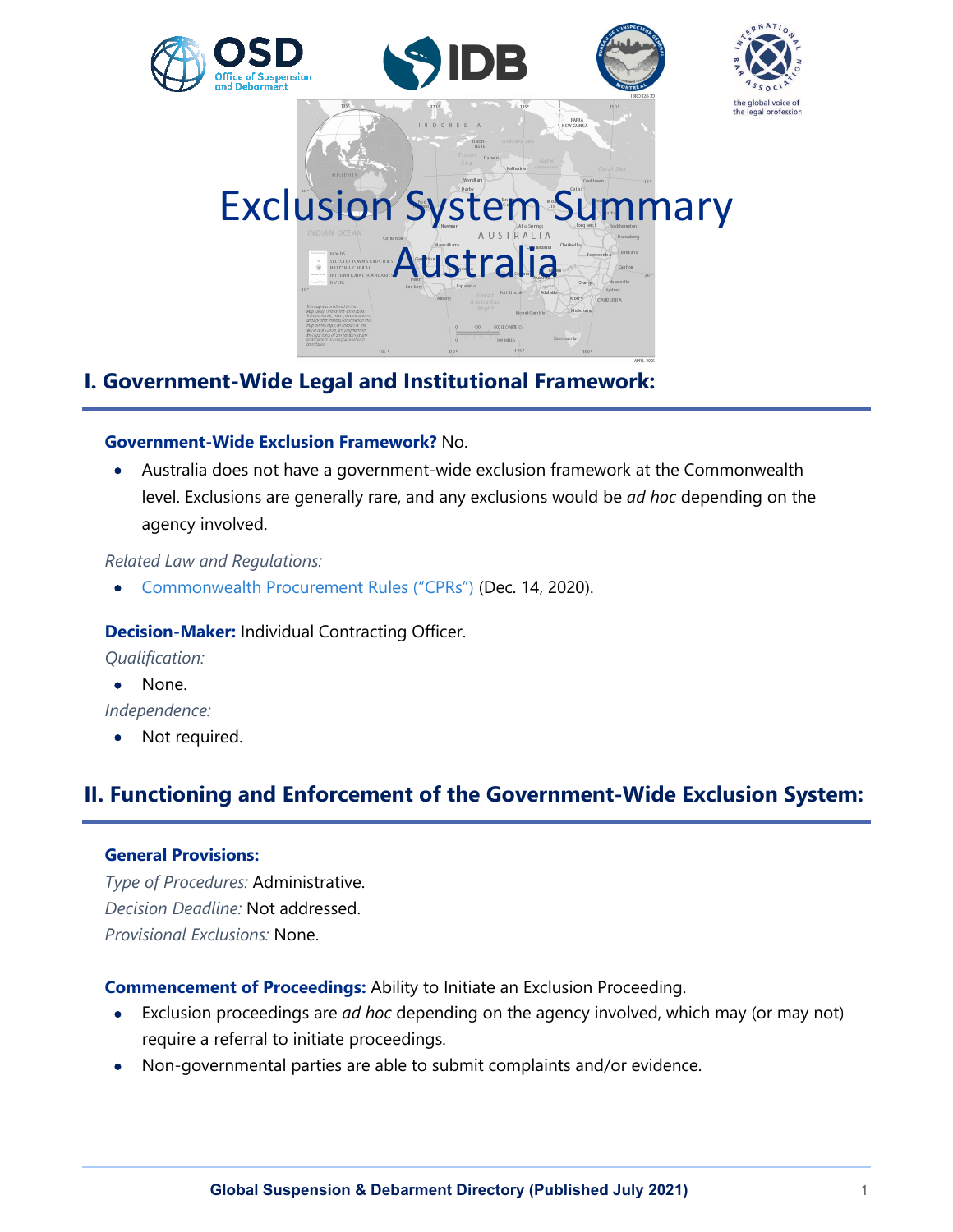# Exclusion System Summary

# Australia

## I. Government-Wide Legal and Institutional Framework:

**Government-Wide Exclusion Framework?** No.

- Australia does not have a government-wide exclusion framework at the Commonwealth level. Exclusions are generally rare, and any exclusions would be *ad hoc* depending on the agency involved.

*Related Law and Regulations:*

- Commonwealth Procurement Rules ("CPRs") (Dec. 14, 2020).

**Decision-Maker:** Individual Contracting Officer.

*Qualification:*

- None.

*Independence:*

- Not required.

## II. Functioning and Enforcement of the Government-Wide Exclusion System:

**General Provisions:**

*Type of Procedures:* Administrative.

*Decision Deadline:* Not addressed.

*Provisional Exclusions:* None.

**Commencement of Proceedings:** Ability to Initiate an Exclusion Proceeding.

- Exclusion proceedings are *ad hoc* depending on the agency involved, which may (or may not) require a referral to initiate proceedings.
- Non-governmental parties are able to submit complaints and/or evidence.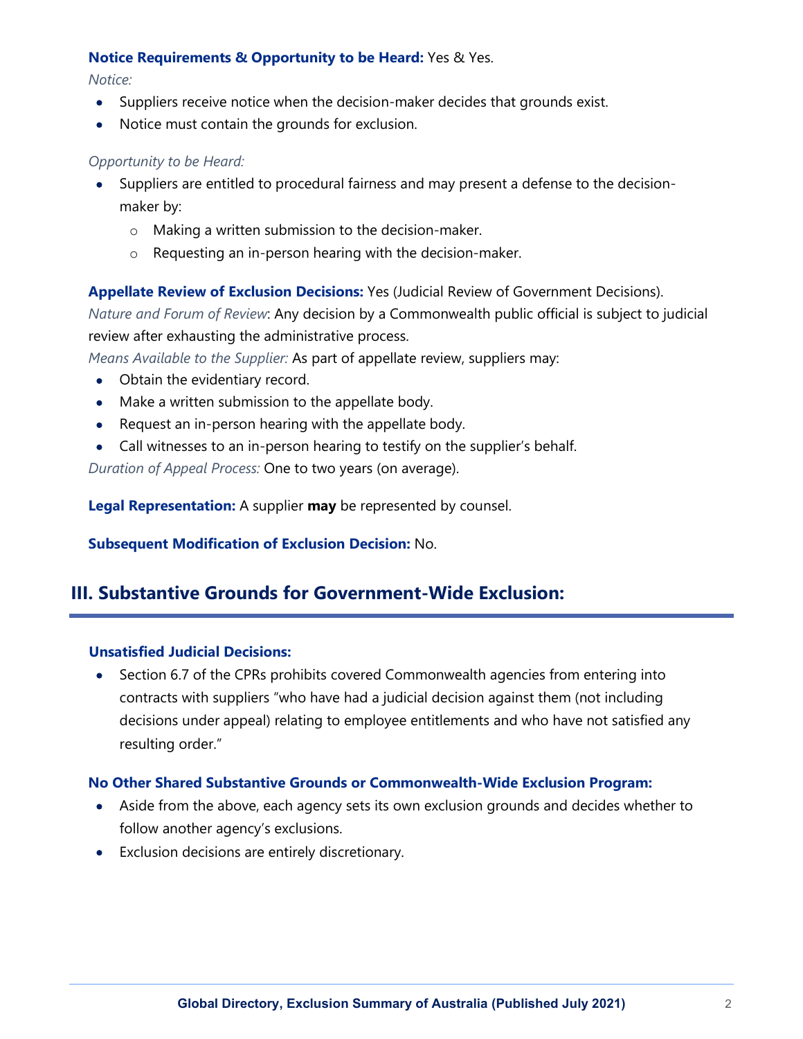**Notice Requirements & Opportunity to be Heard:** Yes & Yes.

*Notice:*

- Suppliers receive notice when the decision-maker decides that grounds exist.
- Notice must contain the grounds for exclusion.

*Opportunity to be Heard:*

- Suppliers are entitled to procedural fairness and may present a defense to the decision-maker by:
  - Making a written submission to the decision-maker.
  - Requesting an in-person hearing with the decision-maker.

**Appellate Review of Exclusion Decisions:** Yes (Judicial Review of Government Decisions).

*Nature and Forum of Review*: Any decision by a Commonwealth public official is subject to judicial review after exhausting the administrative process.

*Means Available to the Supplier:* As part of appellate review, suppliers may:

- Obtain the evidentiary record.
- Make a written submission to the appellate body.
- Request an in-person hearing with the appellate body.
- Call witnesses to an in-person hearing to testify on the supplier's behalf.

*Duration of Appeal Process:* One to two years (on average).

**Legal Representation:** A supplier **may** be represented by counsel.

**Subsequent Modification of Exclusion Decision:** No.

## III. Substantive Grounds for Government-Wide Exclusion:

**Unsatisfied Judicial Decisions:**

- Section 6.7 of the CPRs prohibits covered Commonwealth agencies from entering into contracts with suppliers "who have had a judicial decision against them (not including decisions under appeal) relating to employee entitlements and who have not satisfied any resulting order."

**No Other Shared Substantive Grounds or Commonwealth-Wide Exclusion Program:**

- Aside from the above, each agency sets its own exclusion grounds and decides whether to follow another agency's exclusions.
- Exclusion decisions are entirely discretionary.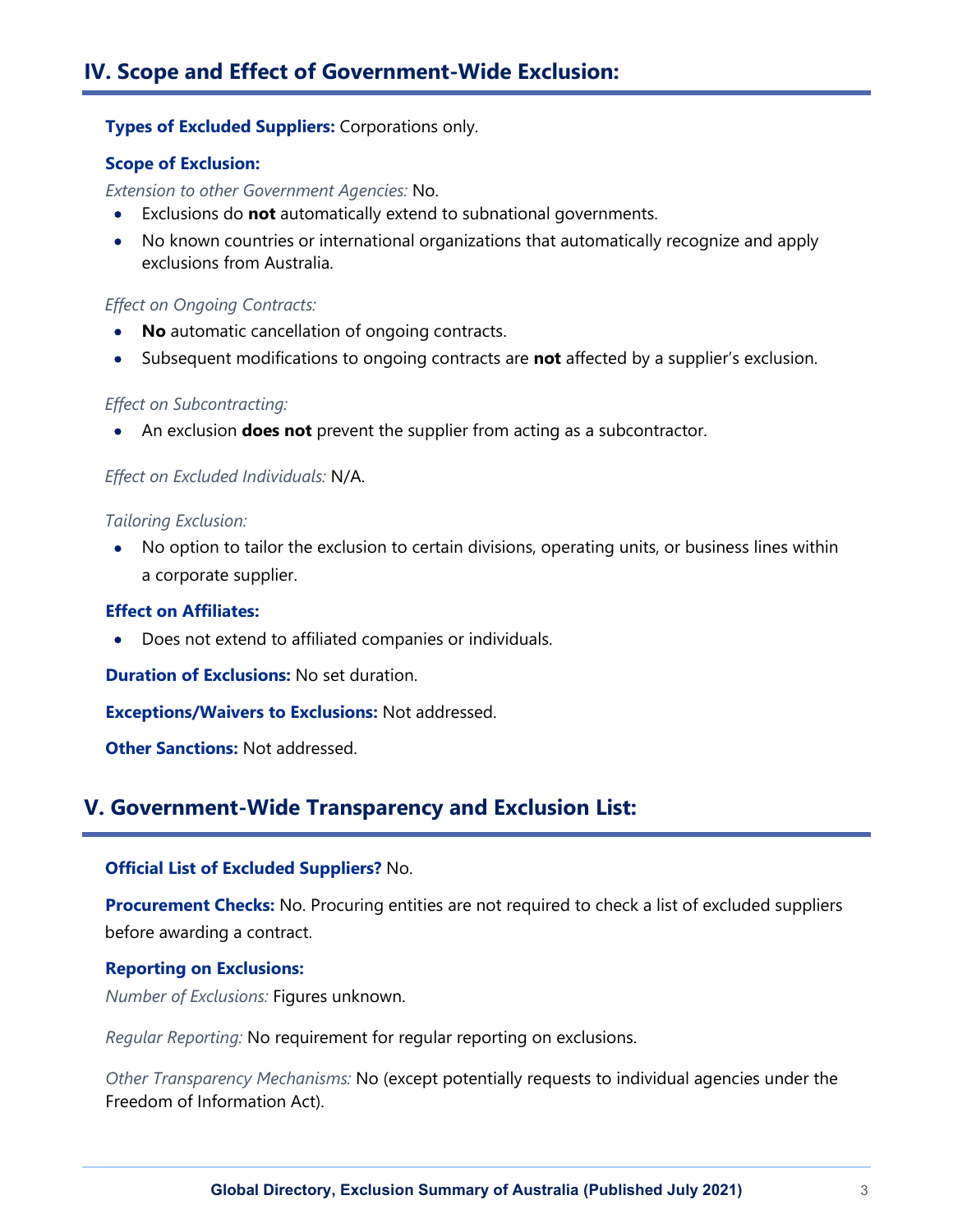## IV. Scope and Effect of Government-Wide Exclusion:

**Types of Excluded Suppliers:** Corporations only.

**Scope of Exclusion:**

*Extension to other Government Agencies:* No.

- Exclusions do **not** automatically extend to subnational governments.
- No known countries or international organizations that automatically recognize and apply exclusions from Australia.

*Effect on Ongoing Contracts:*

- **No** automatic cancellation of ongoing contracts.
- Subsequent modifications to ongoing contracts are **not** affected by a supplier's exclusion.

*Effect on Subcontracting:*

- An exclusion **does not** prevent the supplier from acting as a subcontractor.

*Effect on Excluded Individuals:* N/A.

*Tailoring Exclusion:*

- No option to tailor the exclusion to certain divisions, operating units, or business lines within a corporate supplier.

**Effect on Affiliates:**

- Does not extend to affiliated companies or individuals.

**Duration of Exclusions:** No set duration.

**Exceptions/Waivers to Exclusions:** Not addressed.

**Other Sanctions:** Not addressed.

## V. Government-Wide Transparency and Exclusion List:

**Official List of Excluded Suppliers?** No.

**Procurement Checks:** No. Procuring entities are not required to check a list of excluded suppliers before awarding a contract.

**Reporting on Exclusions:**

*Number of Exclusions:* Figures unknown.

*Regular Reporting:* No requirement for regular reporting on exclusions.

*Other Transparency Mechanisms:* No (except potentially requests to individual agencies under the Freedom of Information Act).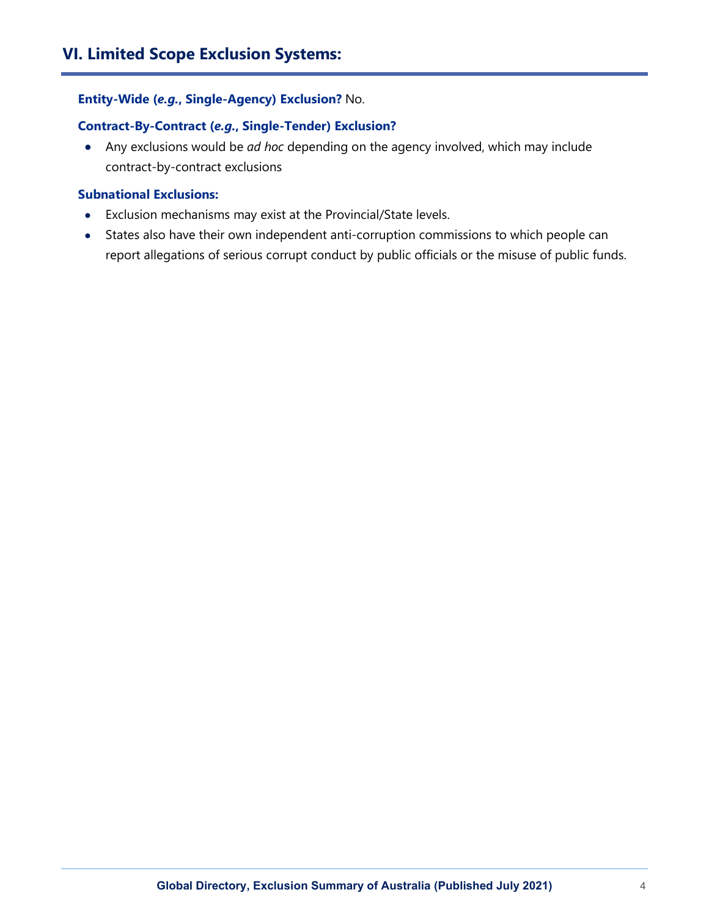## VI. Limited Scope Exclusion Systems:

**Entity-Wide (*e.g.*, Single-Agency) Exclusion?** No.

**Contract-By-Contract (*e.g.*, Single-Tender) Exclusion?**

- Any exclusions would be *ad hoc* depending on the agency involved, which may include contract-by-contract exclusions

**Subnational Exclusions:**

- Exclusion mechanisms may exist at the Provincial/State levels.
- States also have their own independent anti-corruption commissions to which people can report allegations of serious corrupt conduct by public officials or the misuse of public funds.